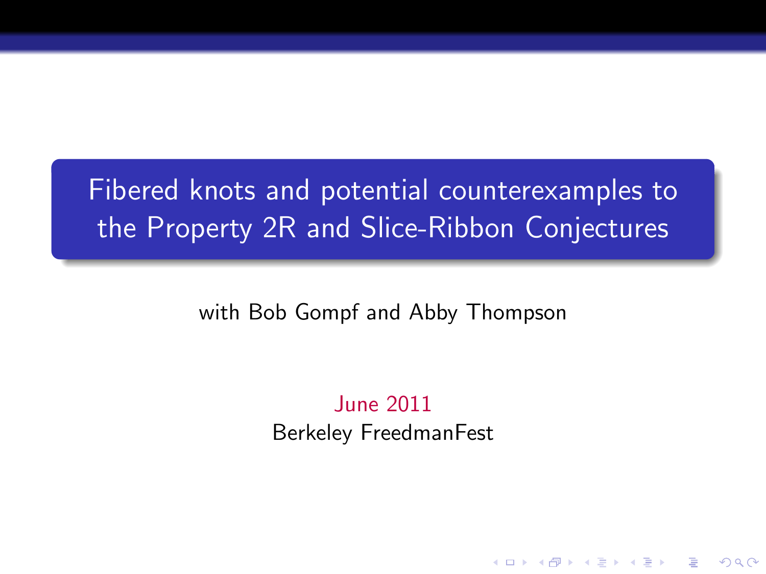# Fibered knots and potential counterexamples to the Property 2R and Slice-Ribbon Conjectures

with Bob Gompf and Abby Thompson

June 2011

Berkeley FreedmanFest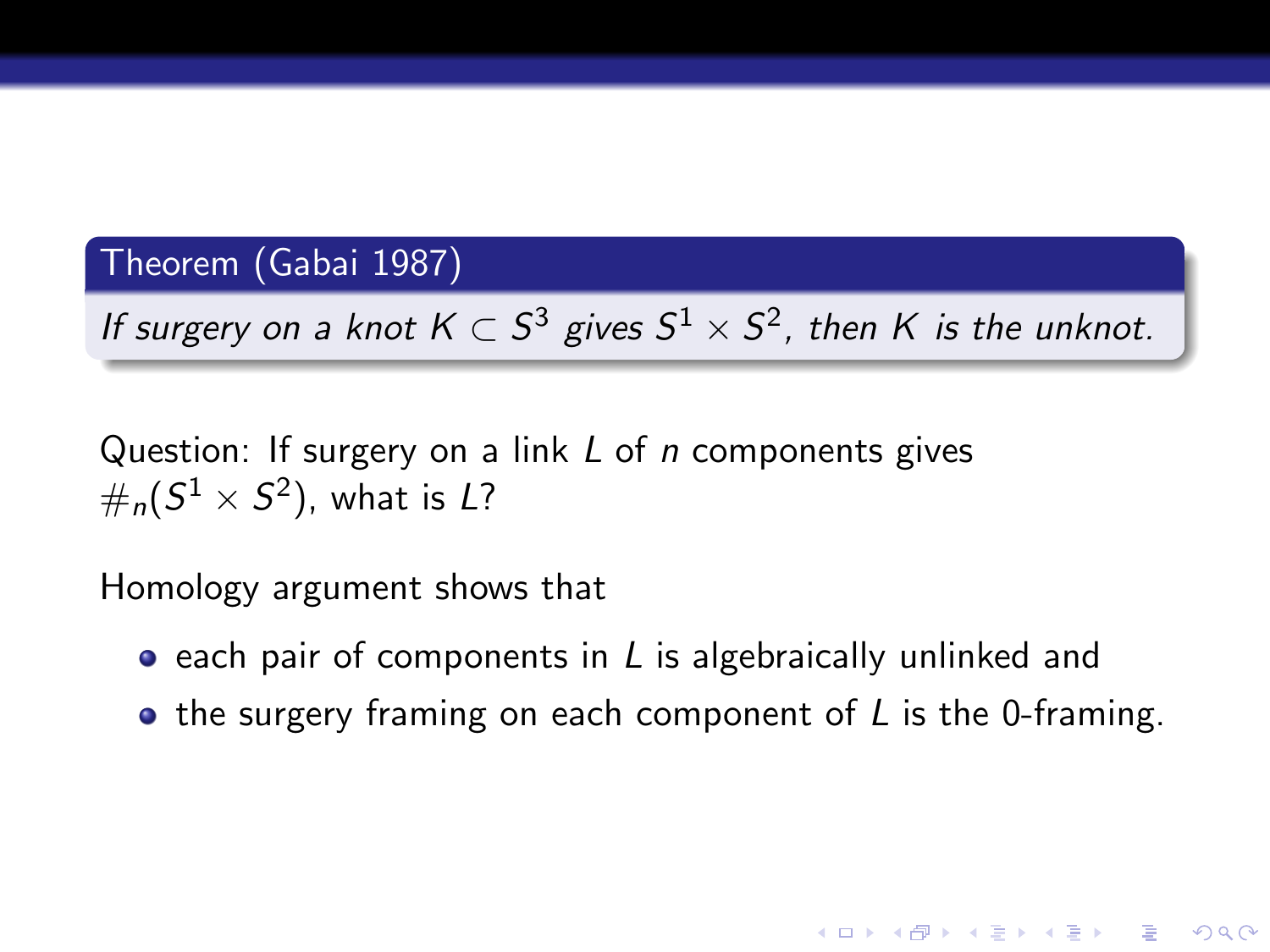**Theorem (Gabai 1987)**

*If surgery on a knot $K \subset S^3$ gives $S^1 \times S^2$, then $K$ is the unknot.*

Question: If surgery on a link $L$ of $n$ components gives $\#_n(S^1 \times S^2)$, what is $L$?

Homology argument shows that

- each pair of components in $L$ is algebraically unlinked and
- the surgery framing on each component of $L$ is the 0-framing.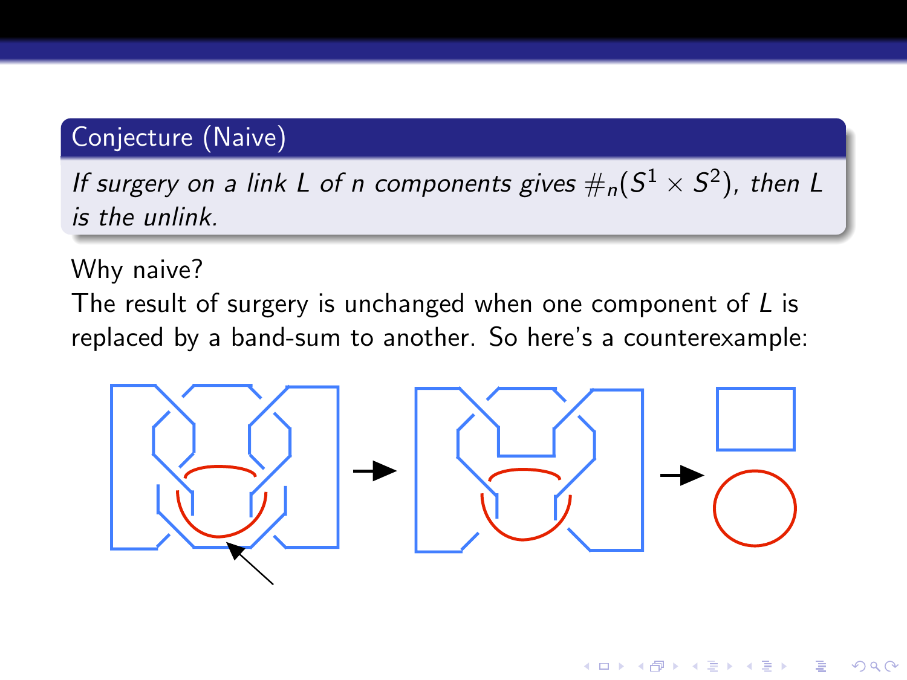## Conjecture (Naive)

*If surgery on a link $L$ of $n$ components gives $\#_n(S^1 \times S^2)$, then $L$ is the unlink.*

Why naive?

The result of surgery is unchanged when one component of $L$ is replaced by a band-sum to another. So here's a counterexample: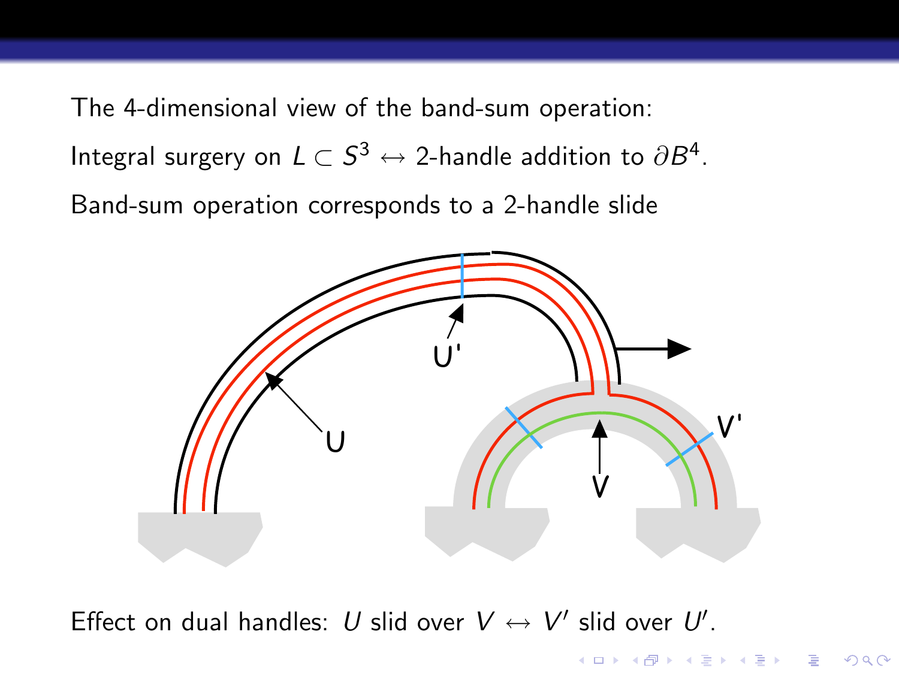The 4-dimensional view of the band-sum operation:

Integral surgery on $L \subset S^3 \leftrightarrow$ 2-handle addition to $\partial B^4$.

Band-sum operation corresponds to a 2-handle slide

Effect on dual handles: $U$ slid over $V \leftrightarrow V'$ slid over $U'$.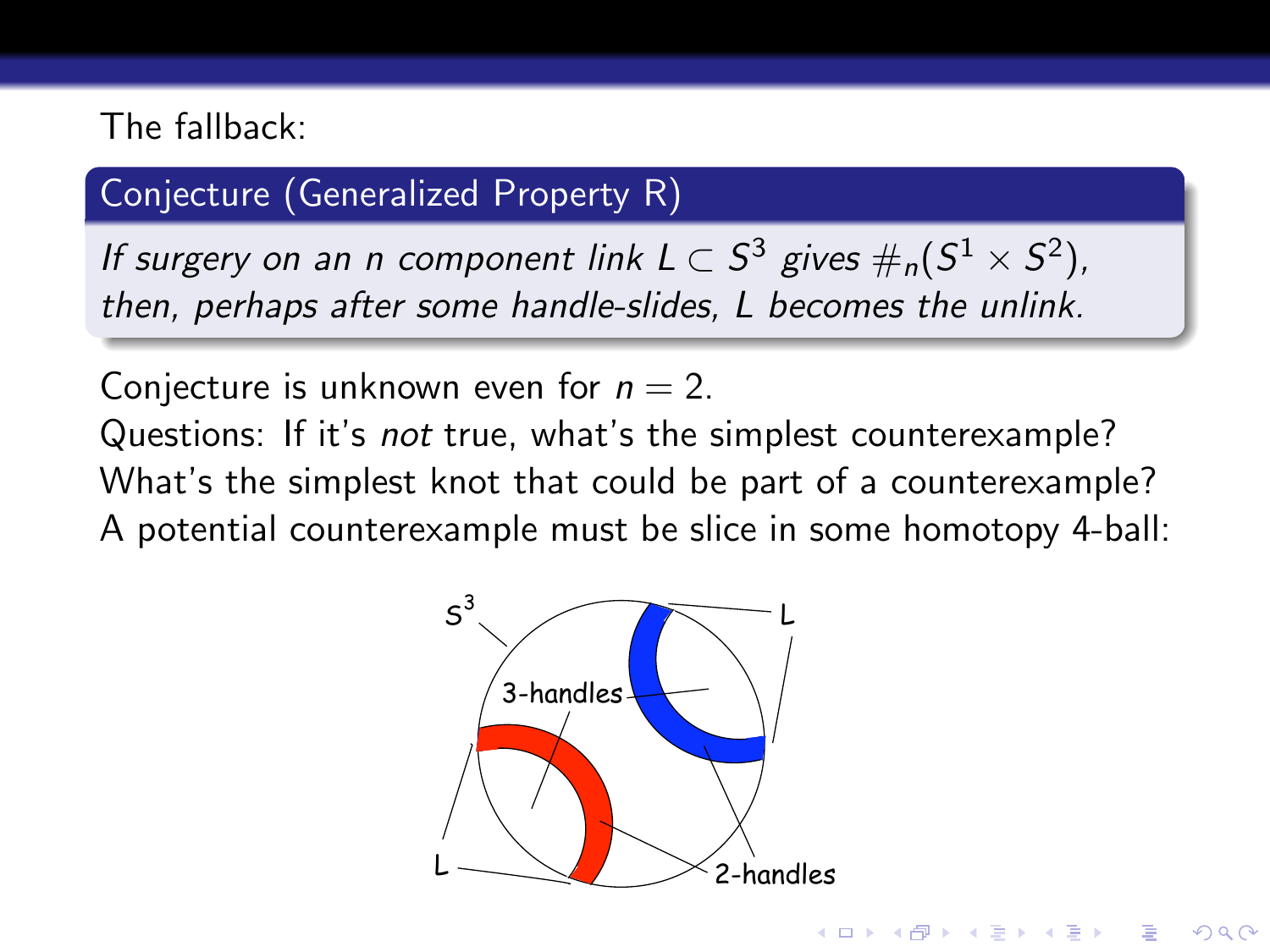The fallback:

**Conjecture (Generalized Property R)**

*If surgery on an n component link $L \subset S^3$ gives $\#_n(S^1 \times S^2)$, then, perhaps after some handle-slides, L becomes the unlink.*

Conjecture is unknown even for $n = 2$.

Questions: If it's *not* true, what's the simplest counterexample?

What's the simplest knot that could be part of a counterexample?

A potential counterexample must be slice in some homotopy 4-ball: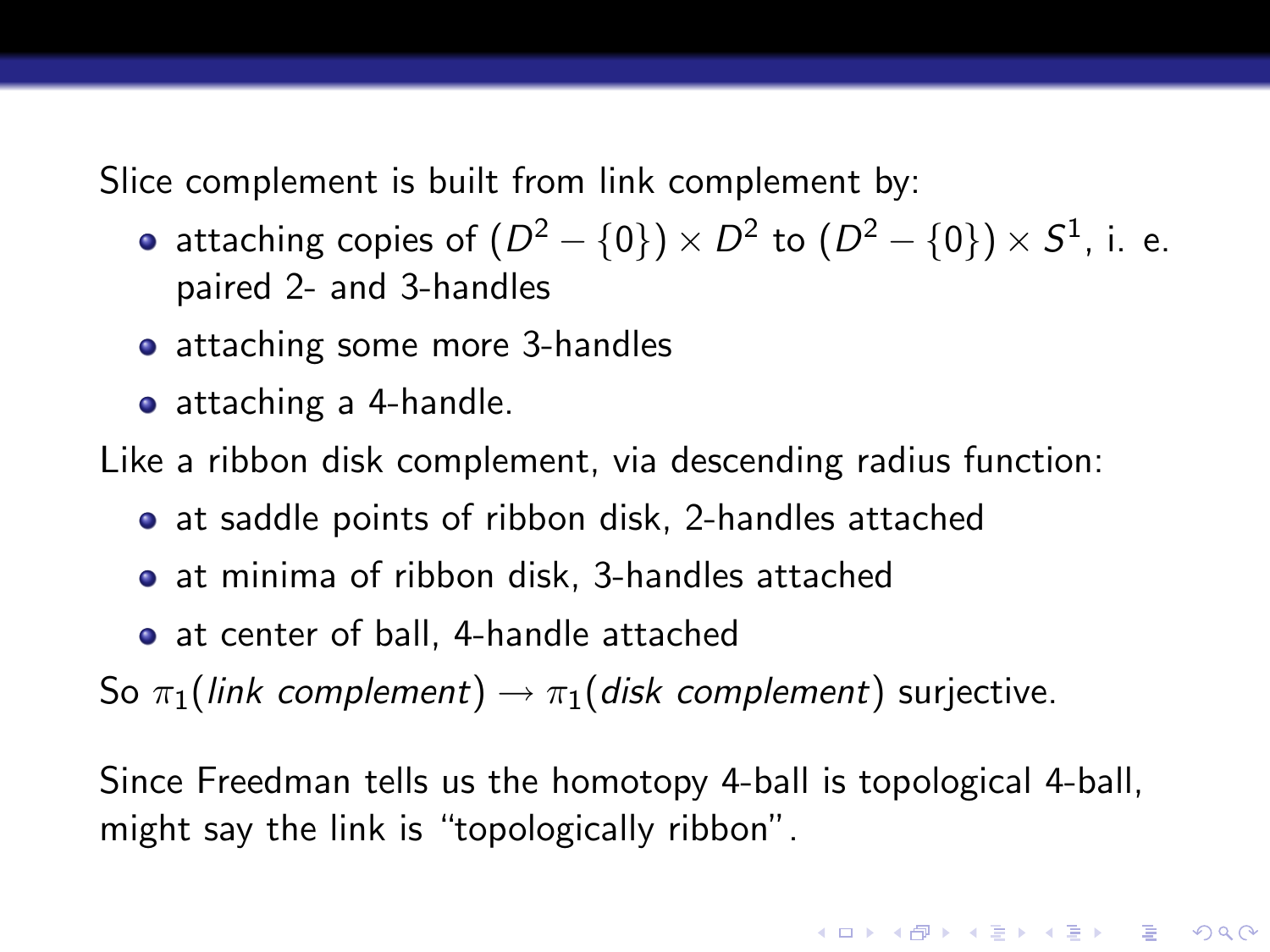Slice complement is built from link complement by:

- attaching copies of $(D^2 - \{0\}) \times D^2$ to $(D^2 - \{0\}) \times S^1$, i. e. paired 2- and 3-handles
- attaching some more 3-handles
- attaching a 4-handle.

Like a ribbon disk complement, via descending radius function:

- at saddle points of ribbon disk, 2-handles attached
- at minima of ribbon disk, 3-handles attached
- at center of ball, 4-handle attached

So $\pi_1(\textit{link complement}) \to \pi_1(\textit{disk complement})$ surjective.

Since Freedman tells us the homotopy 4-ball is topological 4-ball, might say the link is "topologically ribbon".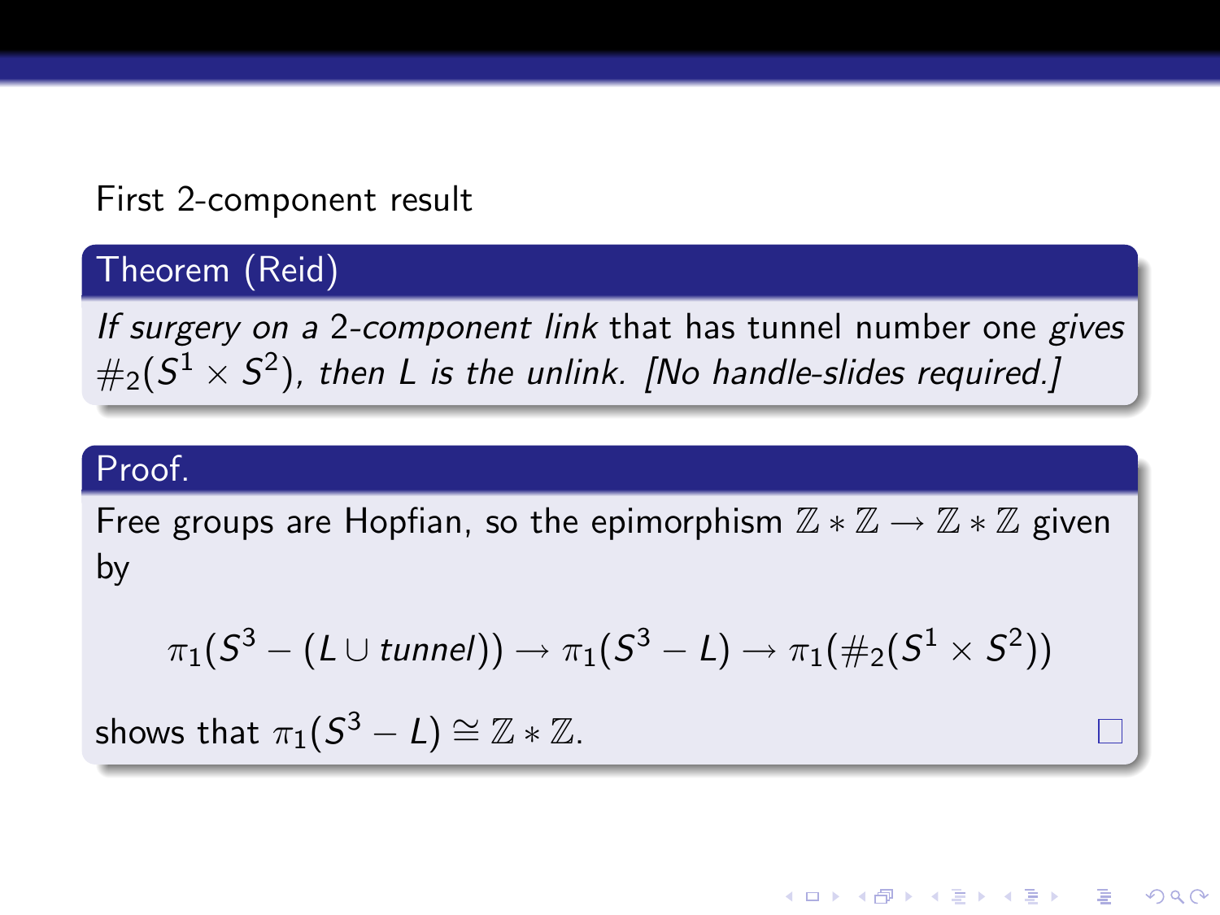First 2-component result

**Theorem (Reid)**

*If surgery on a 2-component link* that has tunnel number one *gives* $\#_2(S^1 \times S^2)$*, then* $L$ *is the unlink. [No handle-slides required.]*

**Proof.**

Free groups are Hopfian, so the epimorphism $\mathbb{Z} * \mathbb{Z} \to \mathbb{Z} * \mathbb{Z}$ given by

$$\pi_1(S^3 - (L \cup \mathit{tunnel})) \to \pi_1(S^3 - L) \to \pi_1(\#_2(S^1 \times S^2))$$

shows that $\pi_1(S^3 - L) \cong \mathbb{Z} * \mathbb{Z}$. □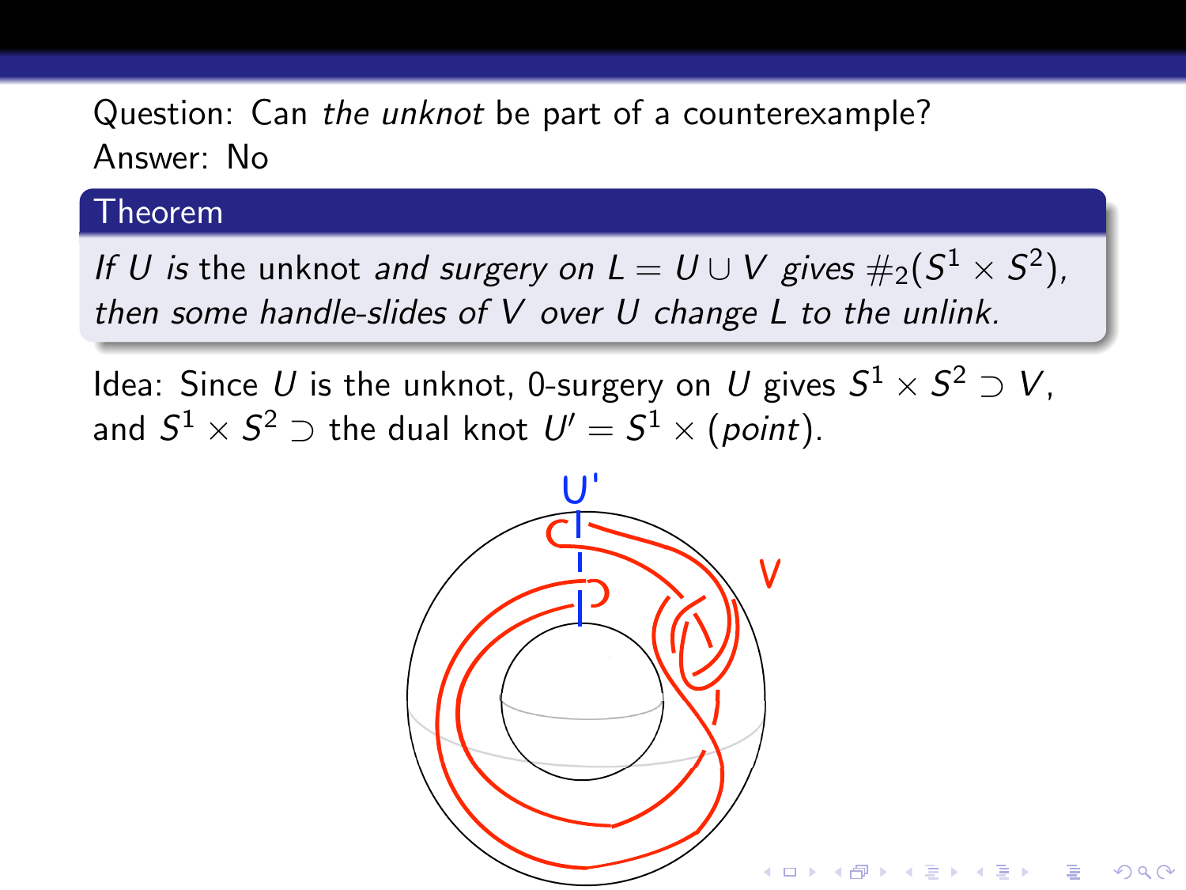Question: Can *the unknot* be part of a counterexample?
Answer: No

**Theorem**

*If $U$ is* the unknot *and surgery on $L = U \cup V$ gives $\#_2(S^1 \times S^2)$, then some handle-slides of $V$ over $U$ change $L$ to the unlink.*

Idea: Since $U$ is the unknot, 0-surgery on $U$ gives $S^1 \times S^2 \supset V$, and $S^1 \times S^2 \supset$ the dual knot $U' = S^1 \times (point)$.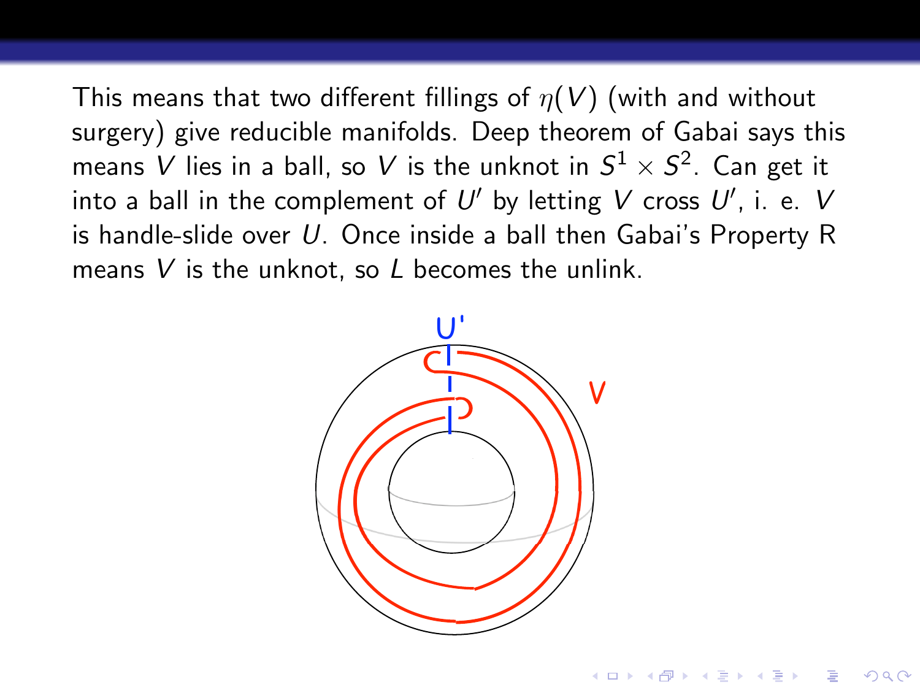This means that two different fillings of $\eta(V)$ (with and without surgery) give reducible manifolds. Deep theorem of Gabai says this means $V$ lies in a ball, so $V$ is the unknot in $S^1 \times S^2$. Can get it into a ball in the complement of $U'$ by letting $V$ cross $U'$, i. e. $V$ is handle-slide over $U$. Once inside a ball then Gabai's Property R means $V$ is the unknot, so $L$ becomes the unlink.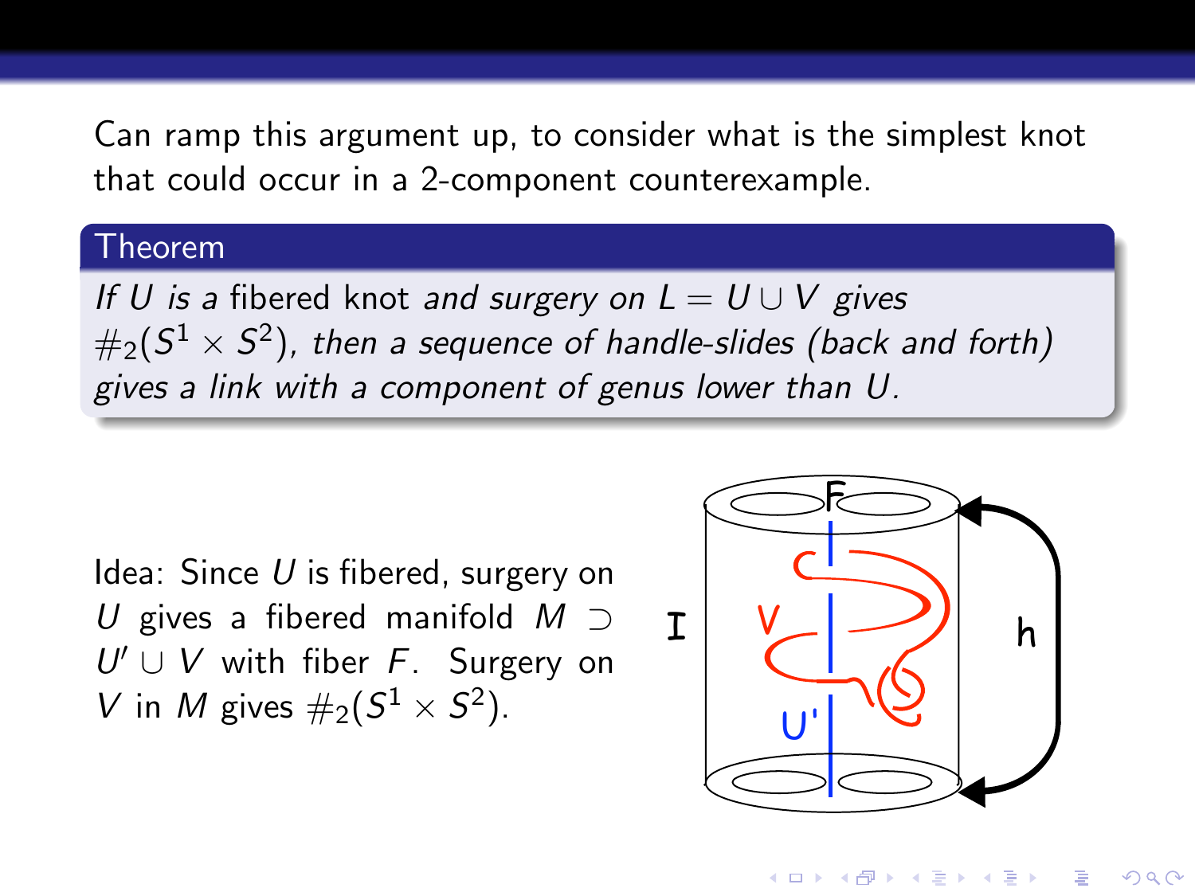Can ramp this argument up, to consider what is the simplest knot that could occur in a 2-component counterexample.

**Theorem**

*If $U$ is a* fibered knot *and surgery on $L = U \cup V$ gives $\#_2(S^1 \times S^2)$, then a sequence of handle-slides (back and forth) gives a link with a component of genus lower than $U$.*

Idea: Since $U$ is fibered, surgery on $U$ gives a fibered manifold $M \supset U' \cup V$ with fiber $F$. Surgery on $V$ in $M$ gives $\#_2(S^1 \times S^2)$.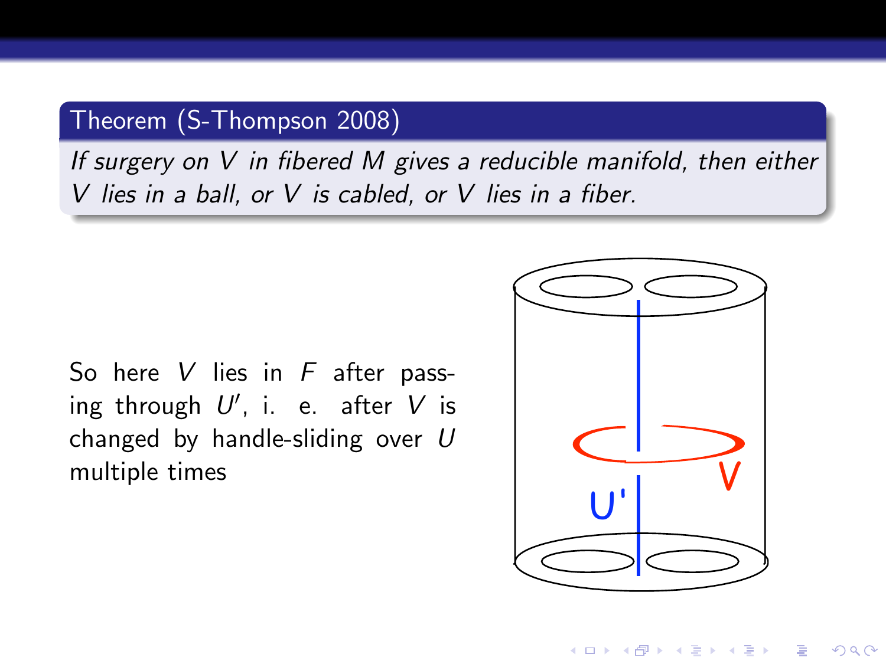**Theorem (S-Thompson 2008)**

*If surgery on $V$ in fibered $M$ gives a reducible manifold, then either $V$ lies in a ball, or $V$ is cabled, or $V$ lies in a fiber.*

So here $V$ lies in $F$ after passing through $U'$, i. e. after $V$ is changed by handle-sliding over $U$ multiple times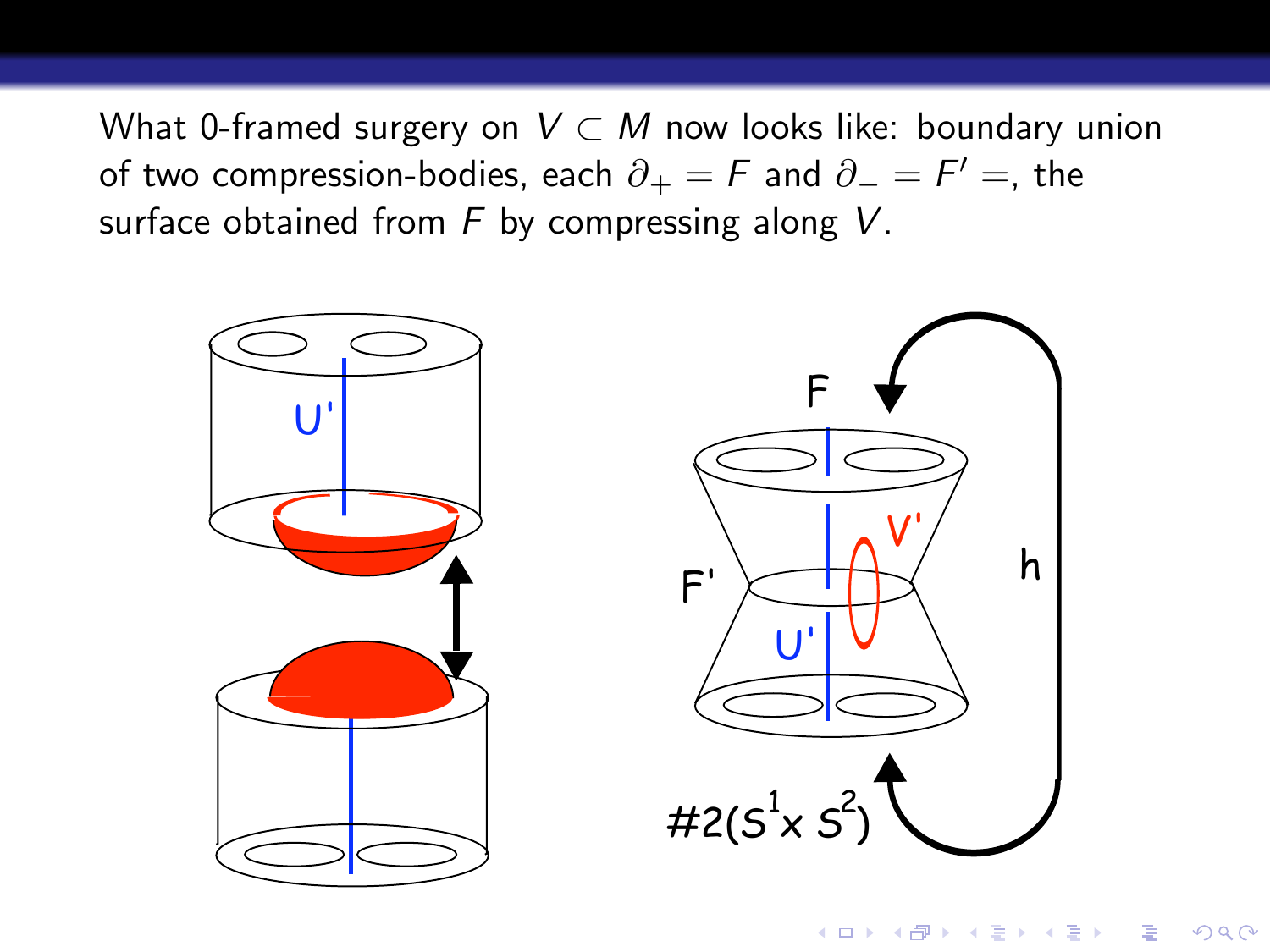What 0-framed surgery on $V \subset M$ now looks like: boundary union of two compression-bodies, each $\partial_+ = F$ and $\partial_- = F' =$, the surface obtained from $F$ by compressing along $V$.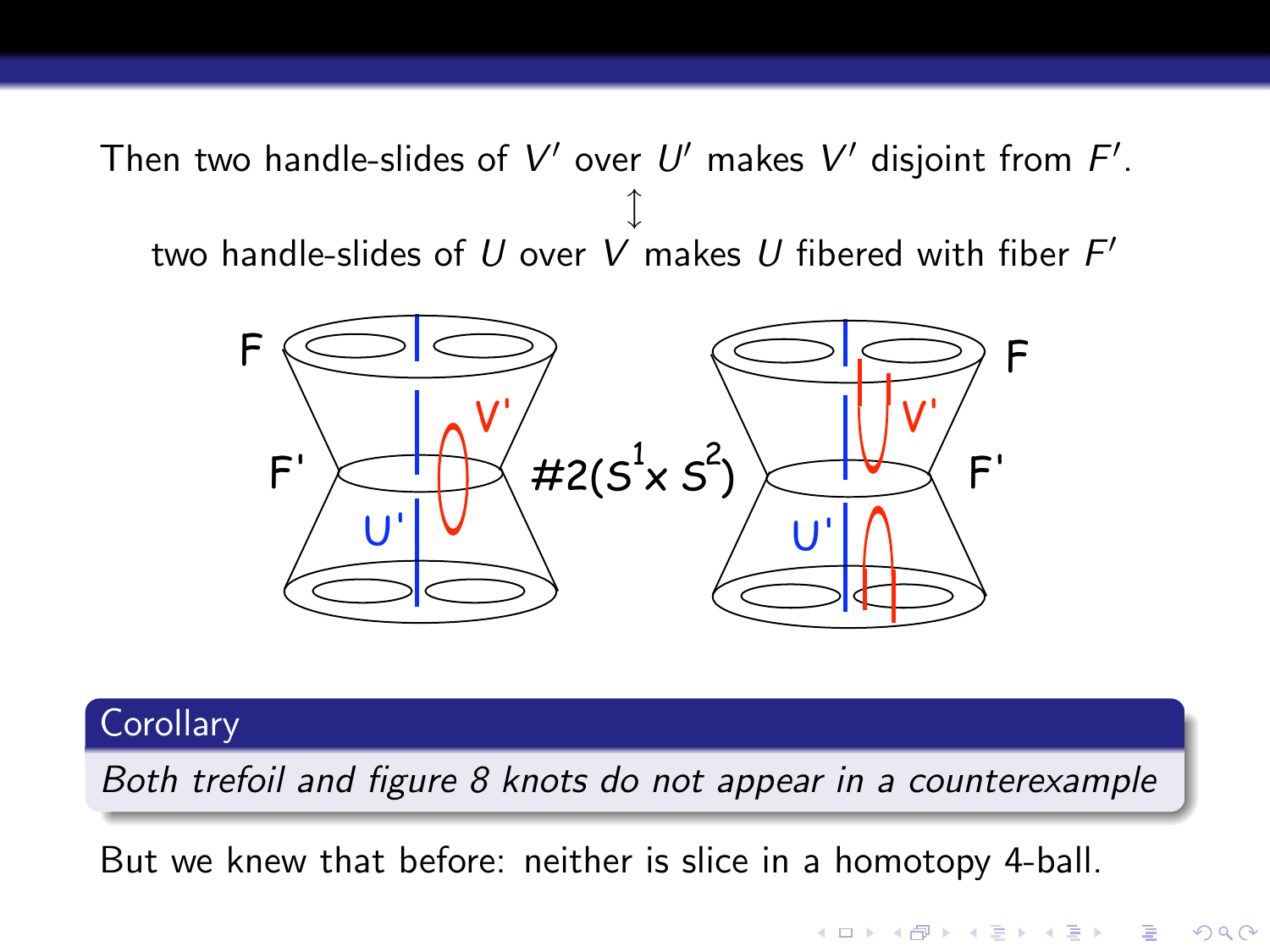Then two handle-slides of $V'$ over $U'$ makes $V'$ disjoint from $F'$.

$\updownarrow$

two handle-slides of $U$ over $V$ makes $U$ fibered with fiber $F'$

F F' U' V' $\#2(S^1 \times S^2)$ F F' U' V'

**Corollary**

*Both trefoil and figure 8 knots do not appear in a counterexample*

But we knew that before: neither is slice in a homotopy 4-ball.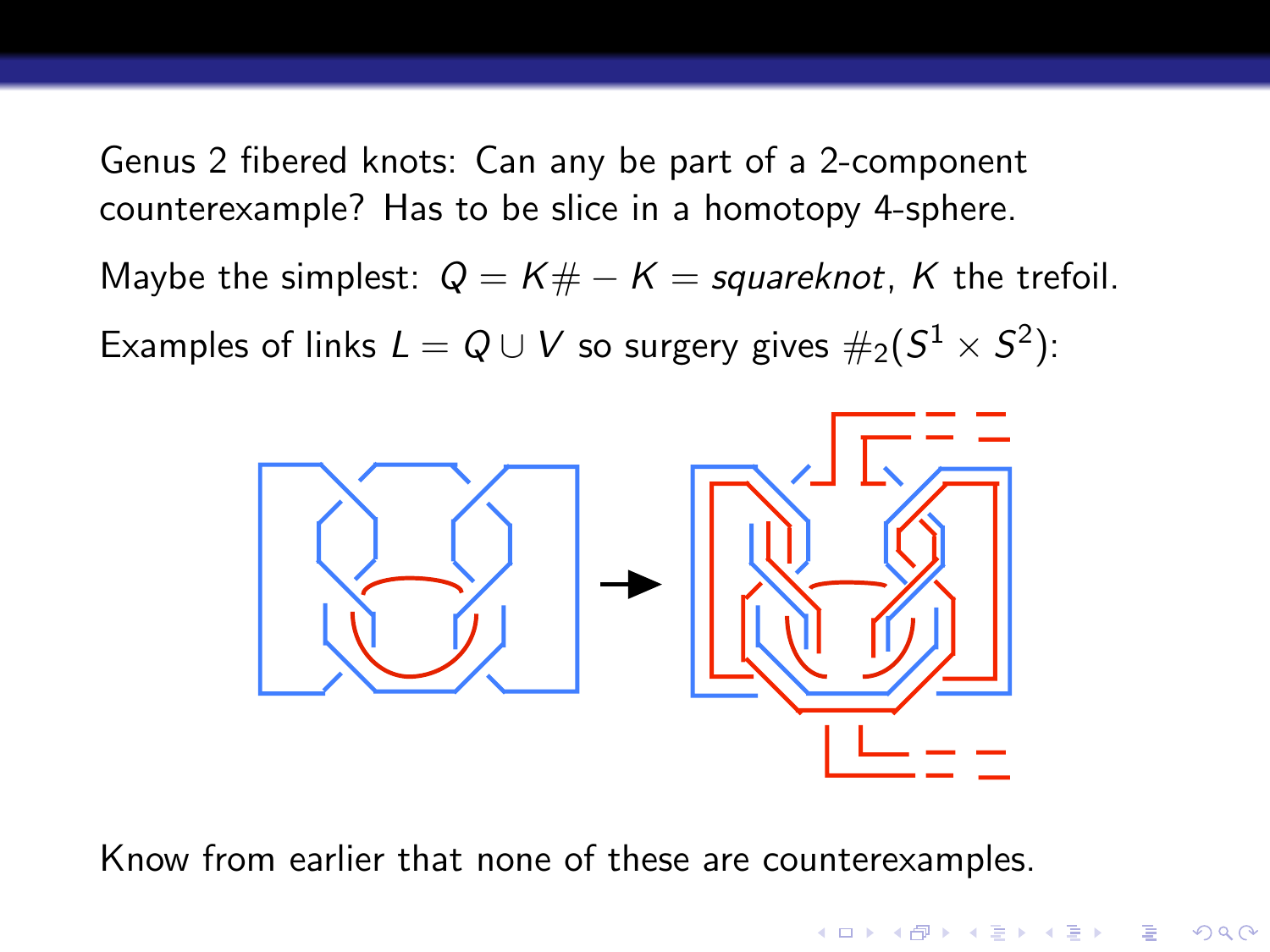Genus 2 fibered knots: Can any be part of a 2-component counterexample? Has to be slice in a homotopy 4-sphere.

Maybe the simplest: $Q = K\# - K = \textit{squareknot}$, $K$ the trefoil.

Examples of links $L = Q \cup V$ so surgery gives $\#_2(S^1 \times S^2)$:

Know from earlier that none of these are counterexamples.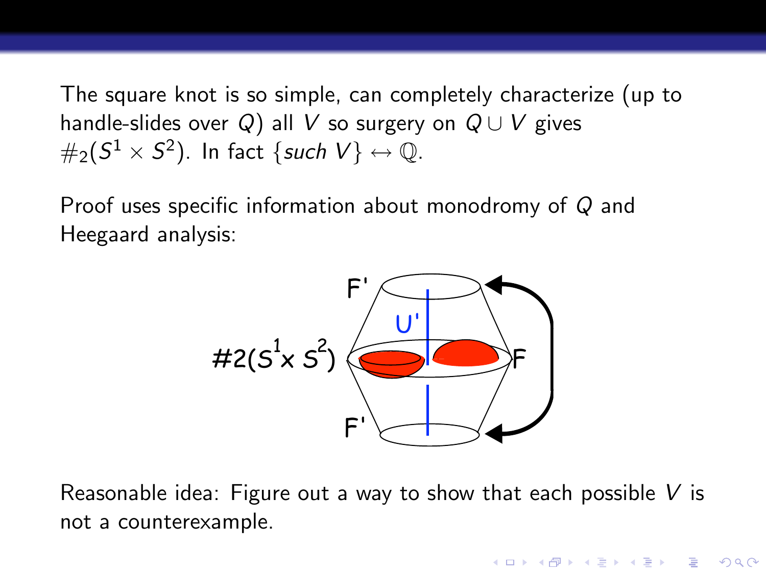The square knot is so simple, can completely characterize (up to handle-slides over $Q$) all $V$ so surgery on $Q \cup V$ gives $\#_2(S^1 \times S^2)$. In fact $\{such\ V\} \leftrightarrow \mathbb{Q}$.

Proof uses specific information about monodromy of $Q$ and Heegaard analysis:

Reasonable idea: Figure out a way to show that each possible $V$ is not a counterexample.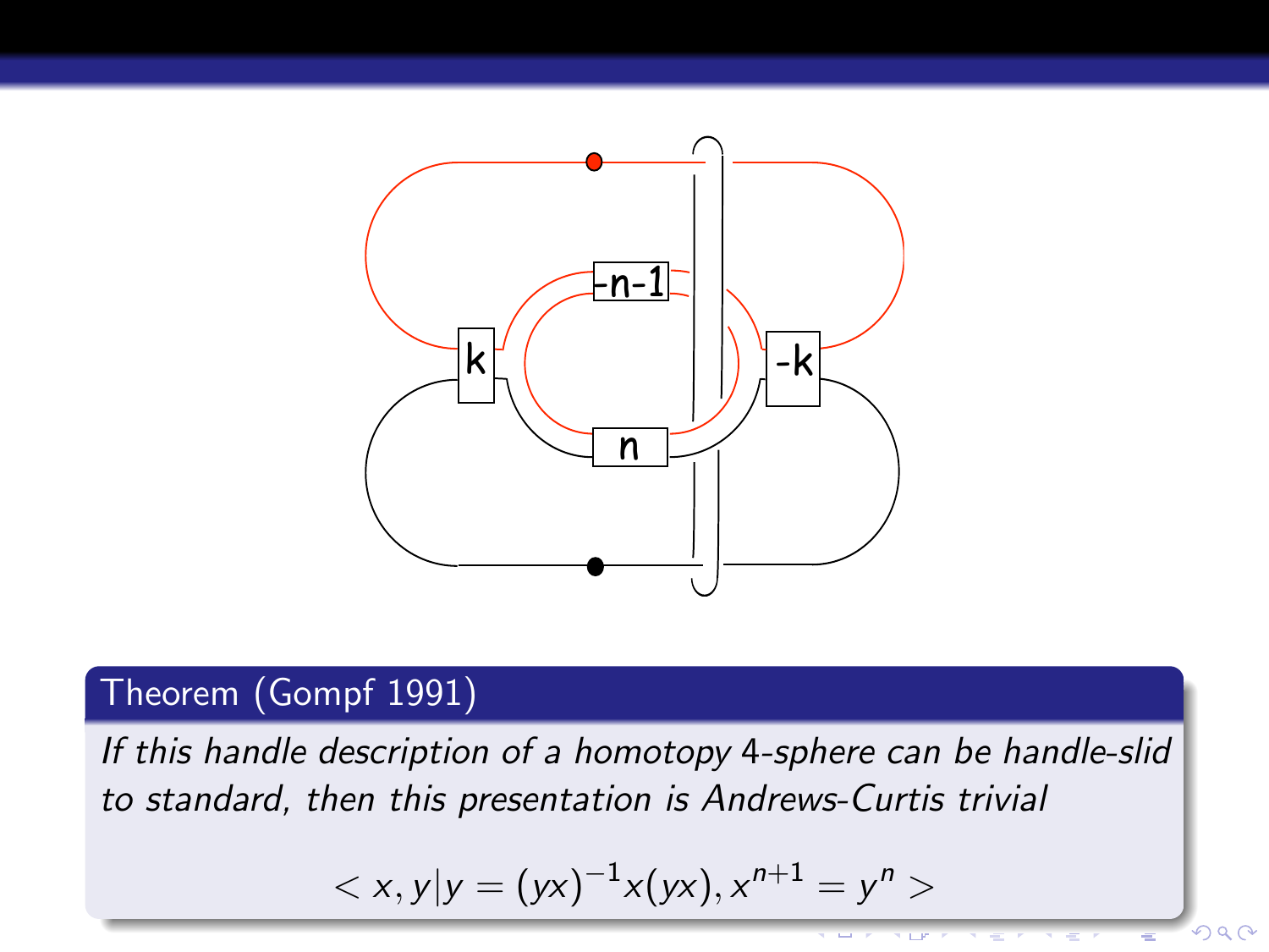**Theorem (Gompf 1991)**

*If this handle description of a homotopy 4-sphere can be handle-slid to standard, then this presentation is Andrews-Curtis trivial*

$$< x, y | y = (yx)^{-1} x (yx), x^{n+1} = y^n >$$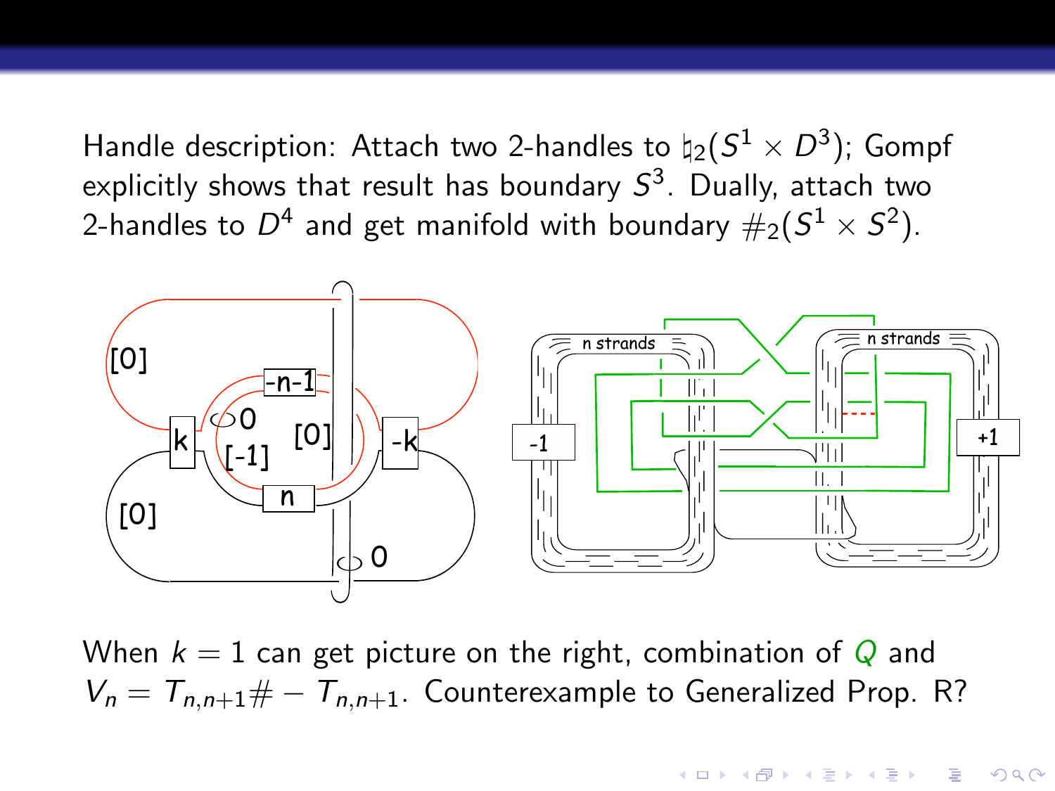Handle description: Attach two 2-handles to $\natural_2(S^1 \times D^3)$; Gompf explicitly shows that result has boundary $S^3$. Dually, attach two 2-handles to $D^4$ and get manifold with boundary $\#_2(S^1 \times S^2)$.

When $k = 1$ can get picture on the right, combination of $Q$ and $V_n = T_{n,n+1} \# - T_{n,n+1}$. Counterexample to Generalized Prop. R?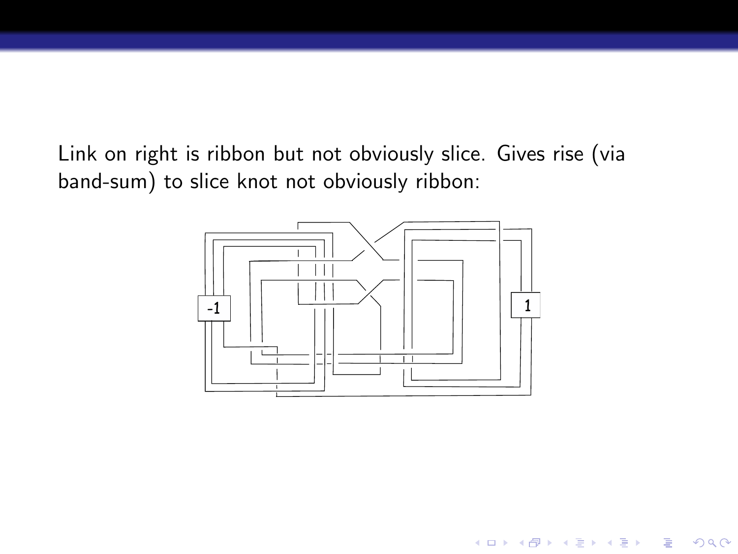Link on right is ribbon but not obviously slice. Gives rise (via band-sum) to slice knot not obviously ribbon: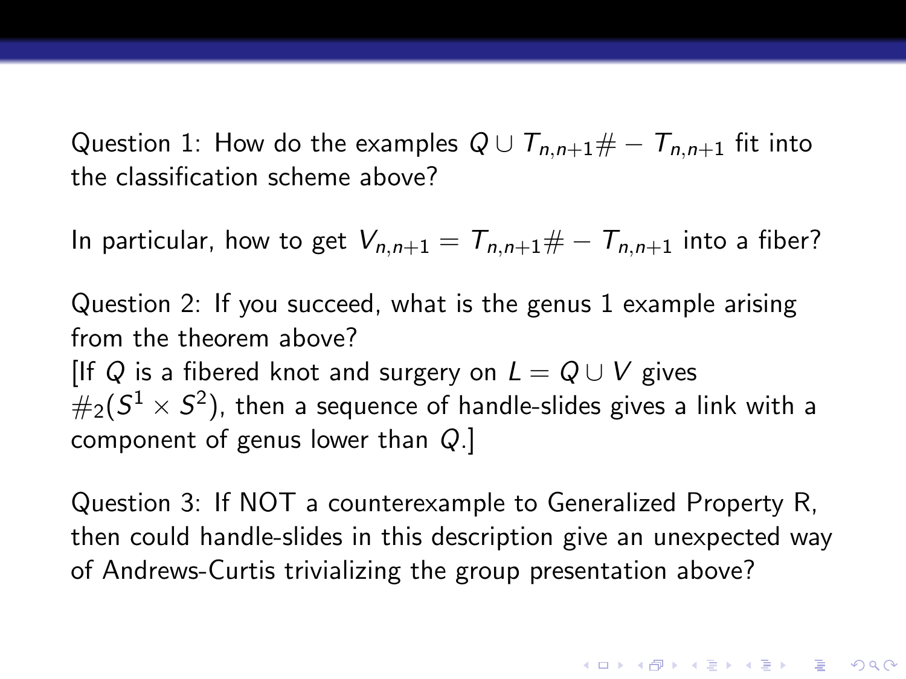Question 1: How do the examples $Q \cup T_{n,n+1} \# - T_{n,n+1}$ fit into the classification scheme above?

In particular, how to get $V_{n,n+1} = T_{n,n+1} \# - T_{n,n+1}$ into a fiber?

Question 2: If you succeed, what is the genus 1 example arising from the theorem above?
[If $Q$ is a fibered knot and surgery on $L = Q \cup V$ gives $\#_2(S^1 \times S^2)$, then a sequence of handle-slides gives a link with a component of genus lower than $Q$.]

Question 3: If NOT a counterexample to Generalized Property R, then could handle-slides in this description give an unexpected way of Andrews-Curtis trivializing the group presentation above?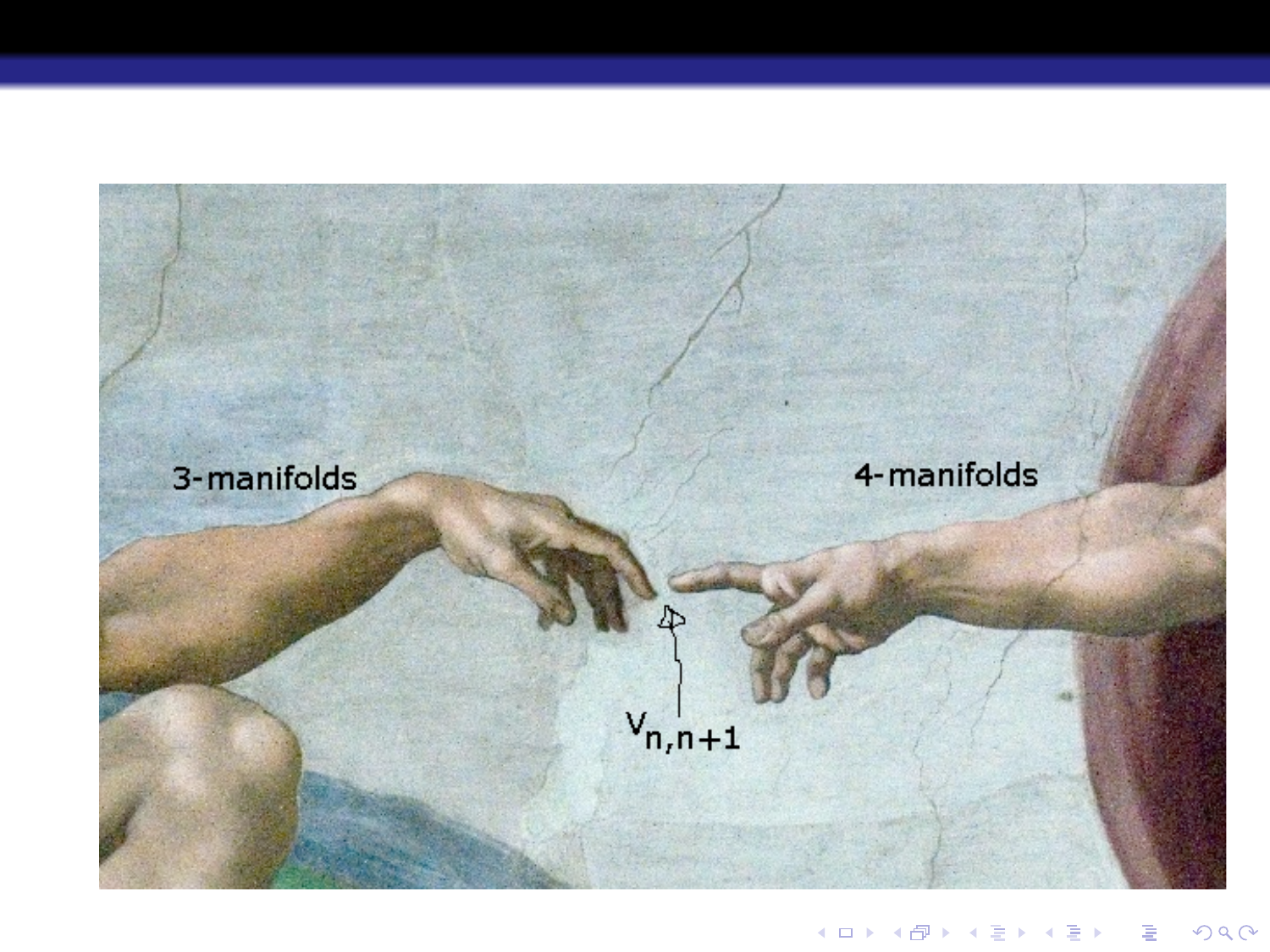3-manifolds

4-manifolds

$V_{n,n+1}$